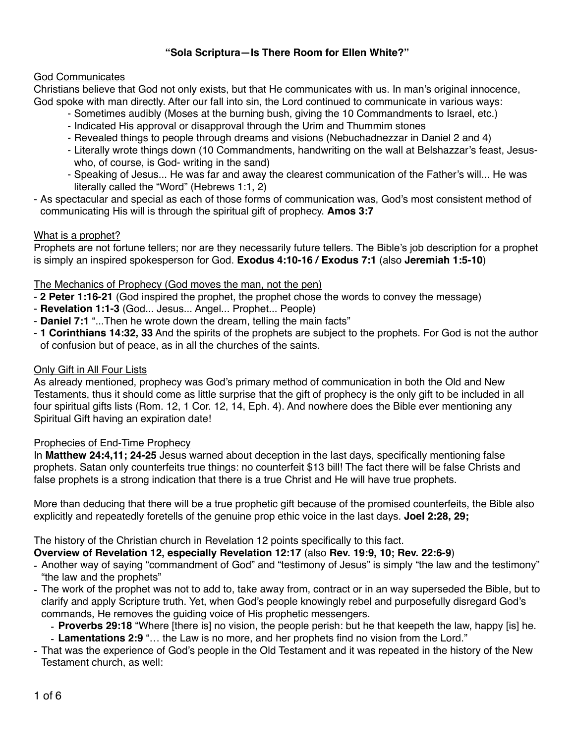**“Sola Scriptura—Is There Room for Ellen White?”**

God Communicates

Christians believe that God not only exists, but that He communicates with us. In man’s original innocence, God spoke with man directly. After our fall into sin, the Lord continued to communicate in various ways:

- Sometimes audibly (Moses at the burning bush, giving the 10 Commandments to Israel, etc.)
- Indicated His approval or disapproval through the Urim and Thummim stones
- Revealed things to people through dreams and visions (Nebuchadnezzar in Daniel 2 and 4)
- Literally wrote things down (10 Commandments, handwriting on the wall at Belshazzar’s feast, Jesus- who, of course, is God- writing in the sand)
- Speaking of Jesus... He was far and away the clearest communication of the Father’s will... He was literally called the “Word” (Hebrews 1:1, 2)

- As spectacular and special as each of those forms of communication was, God’s most consistent method of communicating His will is through the spiritual gift of prophecy. **Amos 3:7**

What is a prophet?

Prophets are not fortune tellers; nor are they necessarily future tellers. The Bible’s job description for a prophet is simply an inspired spokesperson for God. **Exodus 4:10-16 / Exodus 7:1** (also **Jeremiah 1:5-10**)

The Mechanics of Prophecy (God moves the man, not the pen)

- **2 Peter 1:16-21** (God inspired the prophet, the prophet chose the words to convey the message)
- **Revelation 1:1-3** (God... Jesus... Angel... Prophet... People)
- **Daniel 7:1** “...Then he wrote down the dream, telling the main facts”
- **1 Corinthians 14:32, 33** And the spirits of the prophets are subject to the prophets. For God is not the author of confusion but of peace, as in all the churches of the saints.

Only Gift in All Four Lists

As already mentioned, prophecy was God’s primary method of communication in both the Old and New Testaments, thus it should come as little surprise that the gift of prophecy is the only gift to be included in all four spiritual gifts lists (Rom. 12, 1 Cor. 12, 14, Eph. 4). And nowhere does the Bible ever mentioning any Spiritual Gift having an expiration date!

Prophecies of End-Time Prophecy

In **Matthew 24:4,11; 24-25** Jesus warned about deception in the last days, specifically mentioning false prophets. Satan only counterfeits true things: no counterfeit $13 bill! The fact there will be false Christs and false prophets is a strong indication that there is a true Christ and He will have true prophets.

More than deducing that there will be a true prophetic gift because of the promised counterfeits, the Bible also explicitly and repeatedly foretells of the genuine prop ethic voice in the last days. **Joel 2:28, 29;**

The history of the Christian church in Revelation 12 points specifically to this fact.

**Overview of Revelation 12, especially Revelation 12:17** (also **Rev. 19:9, 10; Rev. 22:6-9**)

- Another way of saying “commandment of God” and “testimony of Jesus” is simply “the law and the testimony” “the law and the prophets”
- The work of the prophet was not to add to, take away from, contract or in an way superseded the Bible, but to clarify and apply Scripture truth. Yet, when God’s people knowingly rebel and purposefully disregard God’s commands, He removes the guiding voice of His prophetic messengers.
  - **Proverbs 29:18** “Where [there is] no vision, the people perish: but he that keepeth the law, happy [is] he.
  - **Lamentations 2:9** “… the Law is no more, and her prophets find no vision from the Lord.”
- That was the experience of God’s people in the Old Testament and it was repeated in the history of the New Testament church, as well: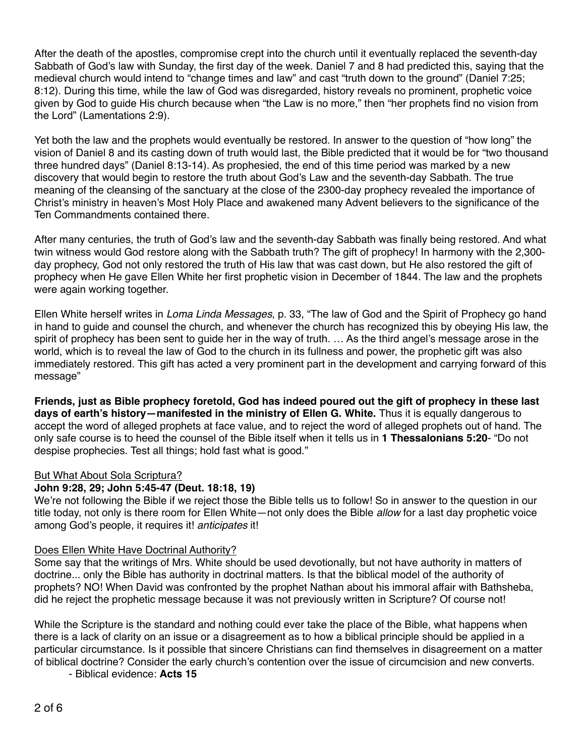After the death of the apostles, compromise crept into the church until it eventually replaced the seventh-day Sabbath of God's law with Sunday, the first day of the week. Daniel 7 and 8 had predicted this, saying that the medieval church would intend to "change times and law" and cast "truth down to the ground" (Daniel 7:25; 8:12). During this time, while the law of God was disregarded, history reveals no prominent, prophetic voice given by God to guide His church because when "the Law is no more," then "her prophets find no vision from the Lord" (Lamentations 2:9).

Yet both the law and the prophets would eventually be restored. In answer to the question of "how long" the vision of Daniel 8 and its casting down of truth would last, the Bible predicted that it would be for "two thousand three hundred days" (Daniel 8:13-14). As prophesied, the end of this time period was marked by a new discovery that would begin to restore the truth about God's Law and the seventh-day Sabbath. The true meaning of the cleansing of the sanctuary at the close of the 2300-day prophecy revealed the importance of Christ's ministry in heaven's Most Holy Place and awakened many Advent believers to the significance of the Ten Commandments contained there.

After many centuries, the truth of God's law and the seventh-day Sabbath was finally being restored. And what twin witness would God restore along with the Sabbath truth? The gift of prophecy! In harmony with the 2,300-day prophecy, God not only restored the truth of His law that was cast down, but He also restored the gift of prophecy when He gave Ellen White her first prophetic vision in December of 1844. The law and the prophets were again working together.

Ellen White herself writes in *Loma Linda Messages*, p. 33, "The law of God and the Spirit of Prophecy go hand in hand to guide and counsel the church, and whenever the church has recognized this by obeying His law, the spirit of prophecy has been sent to guide her in the way of truth. … As the third angel's message arose in the world, which is to reveal the law of God to the church in its fullness and power, the prophetic gift was also immediately restored. This gift has acted a very prominent part in the development and carrying forward of this message"

**Friends, just as Bible prophecy foretold, God has indeed poured out the gift of prophecy in these last days of earth's history—manifested in the ministry of Ellen G. White.** Thus it is equally dangerous to accept the word of alleged prophets at face value, and to reject the word of alleged prophets out of hand. The only safe course is to heed the counsel of the Bible itself when it tells us in **1 Thessalonians 5:20**- "Do not despise prophecies. Test all things; hold fast what is good."

<u>But What About Sola Scriptura?</u>

**John 9:28, 29; John 5:45-47 (Deut. 18:18, 19)**

We're not following the Bible if we reject those the Bible tells us to follow! So in answer to the question in our title today, not only is there room for Ellen White—not only does the Bible *allow* for a last day prophetic voice among God's people, it requires it! *anticipates* it!

<u>Does Ellen White Have Doctrinal Authority?</u>

Some say that the writings of Mrs. White should be used devotionally, but not have authority in matters of doctrine... only the Bible has authority in doctrinal matters. Is that the biblical model of the authority of prophets? NO! When David was confronted by the prophet Nathan about his immoral affair with Bathsheba, did he reject the prophetic message because it was not previously written in Scripture? Of course not!

While the Scripture is the standard and nothing could ever take the place of the Bible, what happens when there is a lack of clarity on an issue or a disagreement as to how a biblical principle should be applied in a particular circumstance. Is it possible that sincere Christians can find themselves in disagreement on a matter of biblical doctrine? Consider the early church's contention over the issue of circumcision and new converts.

- Biblical evidence: **Acts 15**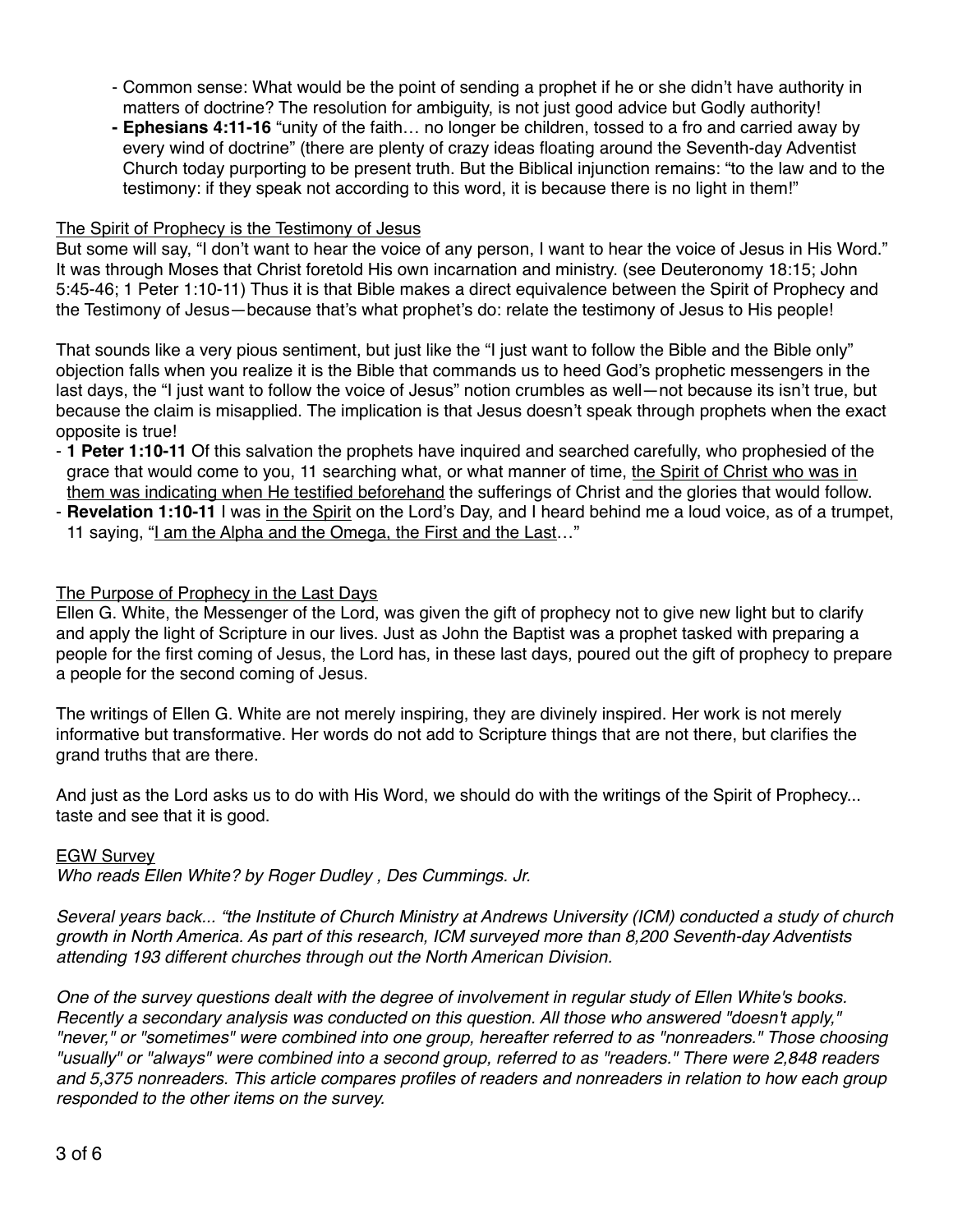- Common sense: What would be the point of sending a prophet if he or she didn't have authority in matters of doctrine? The resolution for ambiguity, is not just good advice but Godly authority!
- **Ephesians 4:11-16** "unity of the faith… no longer be children, tossed to a fro and carried away by every wind of doctrine" (there are plenty of crazy ideas floating around the Seventh-day Adventist Church today purporting to be present truth. But the Biblical injunction remains: "to the law and to the testimony: if they speak not according to this word, it is because there is no light in them!"

<u>The Spirit of Prophecy is the Testimony of Jesus</u>

But some will say, "I don't want to hear the voice of any person, I want to hear the voice of Jesus in His Word." It was through Moses that Christ foretold His own incarnation and ministry. (see Deuteronomy 18:15; John 5:45-46; 1 Peter 1:10-11) Thus it is that Bible makes a direct equivalence between the Spirit of Prophecy and the Testimony of Jesus—because that's what prophet's do: relate the testimony of Jesus to His people!

That sounds like a very pious sentiment, but just like the "I just want to follow the Bible and the Bible only" objection falls when you realize it is the Bible that commands us to heed God's prophetic messengers in the last days, the "I just want to follow the voice of Jesus" notion crumbles as well—not because its isn't true, but because the claim is misapplied. The implication is that Jesus doesn't speak through prophets when the exact opposite is true!

- **1 Peter 1:10-11** Of this salvation the prophets have inquired and searched carefully, who prophesied of the grace that would come to you, 11 searching what, or what manner of time, <u>the Spirit of Christ who was in them was indicating when He testified beforehand</u> the sufferings of Christ and the glories that would follow.
- **Revelation 1:10-11** I was <u>in the Spirit</u> on the Lord's Day, and I heard behind me a loud voice, as of a trumpet, 11 saying, "<u>I am the Alpha and the Omega, the First and the Last</u>…"

<u>The Purpose of Prophecy in the Last Days</u>

Ellen G. White, the Messenger of the Lord, was given the gift of prophecy not to give new light but to clarify and apply the light of Scripture in our lives. Just as John the Baptist was a prophet tasked with preparing a people for the first coming of Jesus, the Lord has, in these last days, poured out the gift of prophecy to prepare a people for the second coming of Jesus.

The writings of Ellen G. White are not merely inspiring, they are divinely inspired. Her work is not merely informative but transformative. Her words do not add to Scripture things that are not there, but clarifies the grand truths that are there.

And just as the Lord asks us to do with His Word, we should do with the writings of the Spirit of Prophecy... taste and see that it is good.

<u>EGW Survey</u>

*Who reads Ellen White? by Roger Dudley , Des Cummings. Jr.*

*Several years back... "the Institute of Church Ministry at Andrews University (ICM) conducted a study of church growth in North America. As part of this research, ICM surveyed more than 8,200 Seventh-day Adventists attending 193 different churches through out the North American Division.*

*One of the survey questions dealt with the degree of involvement in regular study of Ellen White's books. Recently a secondary analysis was conducted on this question. All those who answered "doesn't apply," "never," or "sometimes" were combined into one group, hereafter referred to as "nonreaders." Those choosing "usually" or "always" were combined into a second group, referred to as "readers." There were 2,848 readers and 5,375 nonreaders. This article compares profiles of readers and nonreaders in relation to how each group responded to the other items on the survey.*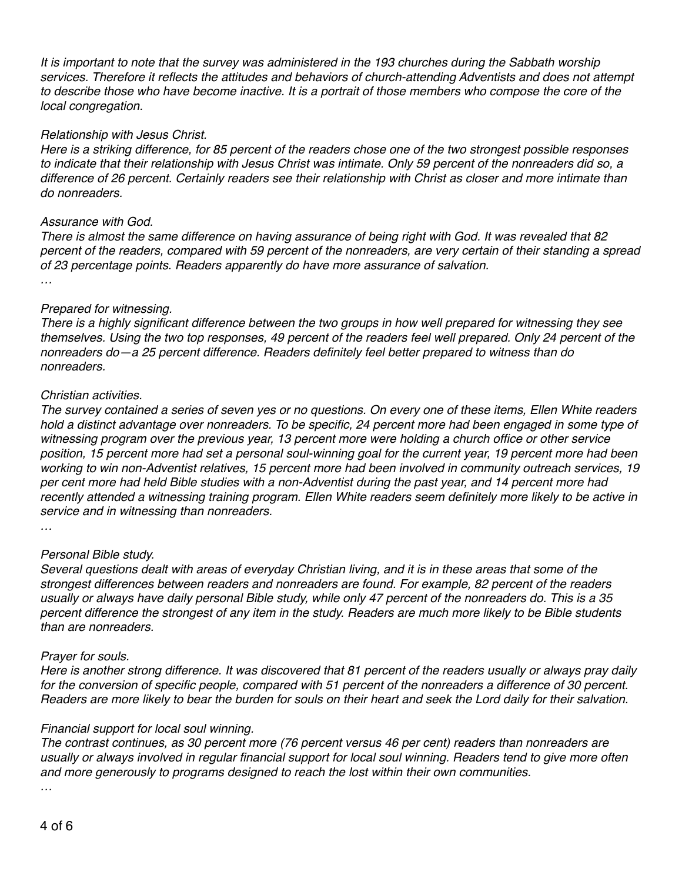*It is important to note that the survey was administered in the 193 churches during the Sabbath worship services. Therefore it reflects the attitudes and behaviors of church-attending Adventists and does not attempt to describe those who have become inactive. It is a portrait of those members who compose the core of the local congregation.*

*Relationship with Jesus Christ.*
*Here is a striking difference, for 85 percent of the readers chose one of the two strongest possible responses to indicate that their relationship with Jesus Christ was intimate. Only 59 percent of the nonreaders did so, a difference of 26 percent. Certainly readers see their relationship with Christ as closer and more intimate than do nonreaders.*

*Assurance with God.*
*There is almost the same difference on having assurance of being right with God. It was revealed that 82 percent of the readers, compared with 59 percent of the nonreaders, are very certain of their standing a spread of 23 percentage points. Readers apparently do have more assurance of salvation.*
*…*

*Prepared for witnessing.*
*There is a highly significant difference between the two groups in how well prepared for witnessing they see themselves. Using the two top responses, 49 percent of the readers feel well prepared. Only 24 percent of the nonreaders do—a 25 percent difference. Readers definitely feel better prepared to witness than do nonreaders.*

*Christian activities.*
*The survey contained a series of seven yes or no questions. On every one of these items, Ellen White readers hold a distinct advantage over nonreaders. To be specific, 24 percent more had been engaged in some type of witnessing program over the previous year, 13 percent more were holding a church office or other service position, 15 percent more had set a personal soul-winning goal for the current year, 19 percent more had been working to win non-Adventist relatives, 15 percent more had been involved in community outreach services, 19 per cent more had held Bible studies with a non-Adventist during the past year, and 14 percent more had recently attended a witnessing training program. Ellen White readers seem definitely more likely to be active in service and in witnessing than nonreaders.*
*…*

*Personal Bible study.*
*Several questions dealt with areas of everyday Christian living, and it is in these areas that some of the strongest differences between readers and nonreaders are found. For example, 82 percent of the readers usually or always have daily personal Bible study, while only 47 percent of the nonreaders do. This is a 35 percent difference the strongest of any item in the study. Readers are much more likely to be Bible students than are nonreaders.*

*Prayer for souls.*
*Here is another strong difference. It was discovered that 81 percent of the readers usually or always pray daily for the conversion of specific people, compared with 51 percent of the nonreaders a difference of 30 percent. Readers are more likely to bear the burden for souls on their heart and seek the Lord daily for their salvation.*

*Financial support for local soul winning.*
*The contrast continues, as 30 percent more (76 percent versus 46 per cent) readers than nonreaders are usually or always involved in regular financial support for local soul winning. Readers tend to give more often and more generously to programs designed to reach the lost within their own communities.*
*…*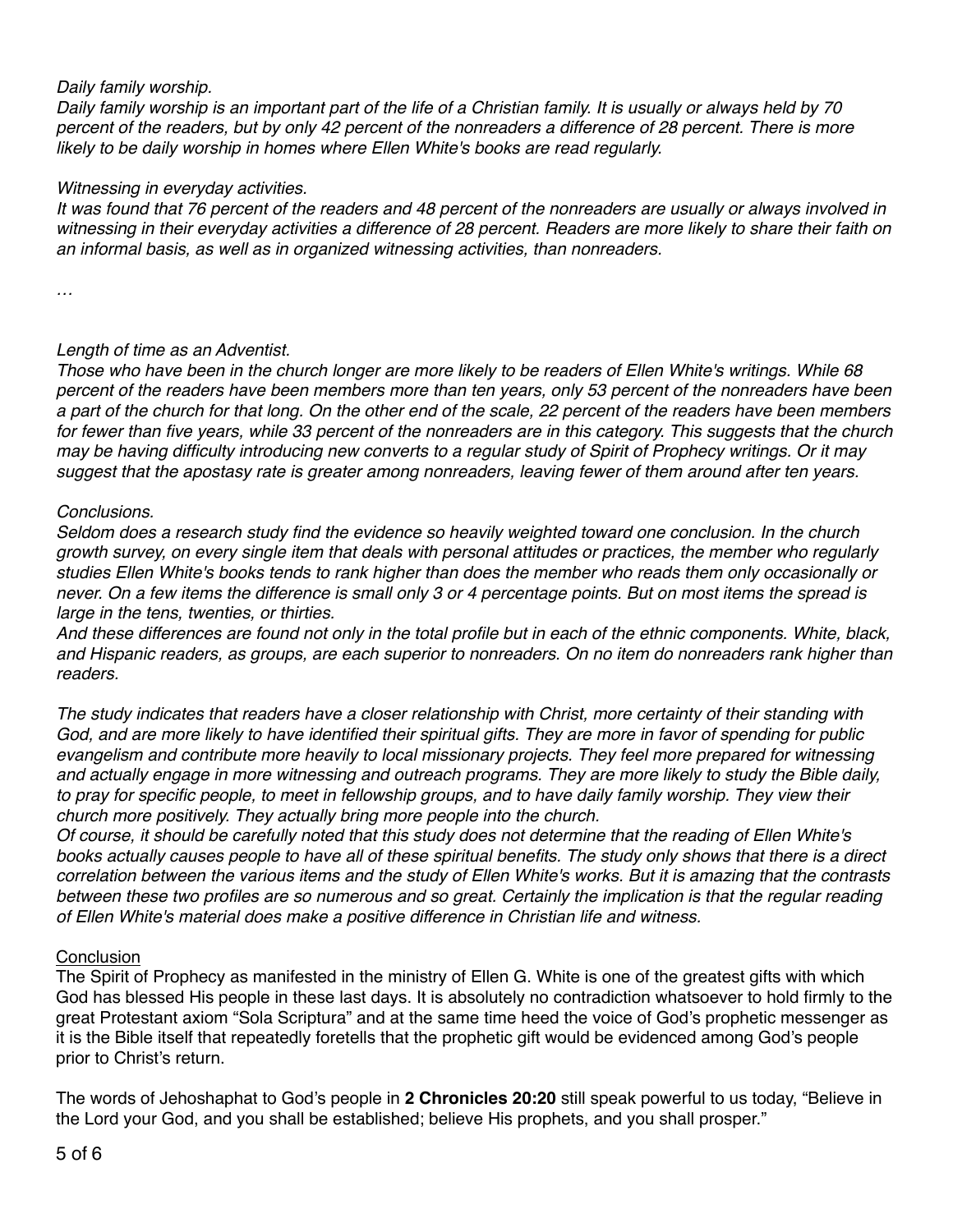*Daily family worship.*
*Daily family worship is an important part of the life of a Christian family. It is usually or always held by 70 percent of the readers, but by only 42 percent of the nonreaders a difference of 28 percent. There is more likely to be daily worship in homes where Ellen White's books are read regularly.*

*Witnessing in everyday activities.*
*It was found that 76 percent of the readers and 48 percent of the nonreaders are usually or always involved in witnessing in their everyday activities a difference of 28 percent. Readers are more likely to share their faith on an informal basis, as well as in organized witnessing activities, than nonreaders.*

*…*

*Length of time as an Adventist.*
*Those who have been in the church longer are more likely to be readers of Ellen White's writings. While 68 percent of the readers have been members more than ten years, only 53 percent of the nonreaders have been a part of the church for that long. On the other end of the scale, 22 percent of the readers have been members for fewer than five years, while 33 percent of the nonreaders are in this category. This suggests that the church may be having difficulty introducing new converts to a regular study of Spirit of Prophecy writings. Or it may suggest that the apostasy rate is greater among nonreaders, leaving fewer of them around after ten years.*

*Conclusions.*
*Seldom does a research study find the evidence so heavily weighted toward one conclusion. In the church growth survey, on every single item that deals with personal attitudes or practices, the member who regularly studies Ellen White's books tends to rank higher than does the member who reads them only occasionally or never. On a few items the difference is small only 3 or 4 percentage points. But on most items the spread is large in the tens, twenties, or thirties.*
*And these differences are found not only in the total profile but in each of the ethnic components. White, black, and Hispanic readers, as groups, are each superior to nonreaders. On no item do nonreaders rank higher than readers.*

*The study indicates that readers have a closer relationship with Christ, more certainty of their standing with God, and are more likely to have identified their spiritual gifts. They are more in favor of spending for public evangelism and contribute more heavily to local missionary projects. They feel more prepared for witnessing and actually engage in more witnessing and outreach programs. They are more likely to study the Bible daily, to pray for specific people, to meet in fellowship groups, and to have daily family worship. They view their church more positively. They actually bring more people into the church.*
*Of course, it should be carefully noted that this study does not determine that the reading of Ellen White's books actually causes people to have all of these spiritual benefits. The study only shows that there is a direct correlation between the various items and the study of Ellen White's works. But it is amazing that the contrasts between these two profiles are so numerous and so great. Certainly the implication is that the regular reading of Ellen White's material does make a positive difference in Christian life and witness.*

## Conclusion

The Spirit of Prophecy as manifested in the ministry of Ellen G. White is one of the greatest gifts with which God has blessed His people in these last days. It is absolutely no contradiction whatsoever to hold firmly to the great Protestant axiom "Sola Scriptura" and at the same time heed the voice of God's prophetic messenger as it is the Bible itself that repeatedly foretells that the prophetic gift would be evidenced among God's people prior to Christ's return.

The words of Jehoshaphat to God's people in **2 Chronicles 20:20** still speak powerful to us today, "Believe in the Lord your God, and you shall be established; believe His prophets, and you shall prosper."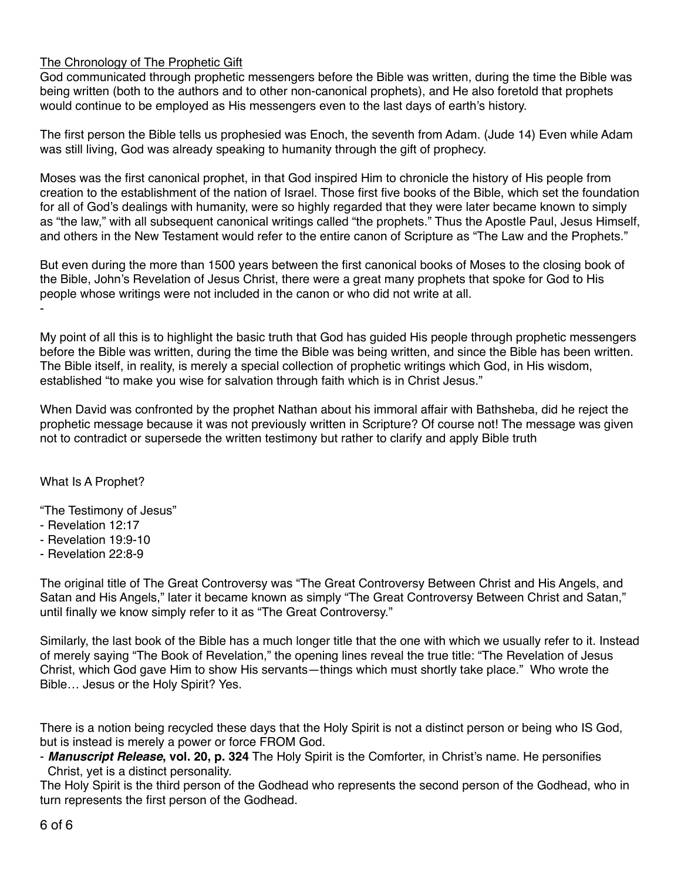<u>The Chronology of The Prophetic Gift</u>

God communicated through prophetic messengers before the Bible was written, during the time the Bible was being written (both to the authors and to other non-canonical prophets), and He also foretold that prophets would continue to be employed as His messengers even to the last days of earth's history.

The first person the Bible tells us prophesied was Enoch, the seventh from Adam. (Jude 14) Even while Adam was still living, God was already speaking to humanity through the gift of prophecy.

Moses was the first canonical prophet, in that God inspired Him to chronicle the history of His people from creation to the establishment of the nation of Israel. Those first five books of the Bible, which set the foundation for all of God's dealings with humanity, were so highly regarded that they were later became known to simply as "the law," with all subsequent canonical writings called "the prophets." Thus the Apostle Paul, Jesus Himself, and others in the New Testament would refer to the entire canon of Scripture as "The Law and the Prophets."

But even during the more than 1500 years between the first canonical books of Moses to the closing book of the Bible, John's Revelation of Jesus Christ, there were a great many prophets that spoke for God to His people whose writings were not included in the canon or who did not write at all.

-

My point of all this is to highlight the basic truth that God has guided His people through prophetic messengers before the Bible was written, during the time the Bible was being written, and since the Bible has been written. The Bible itself, in reality, is merely a special collection of prophetic writings which God, in His wisdom, established "to make you wise for salvation through faith which is in Christ Jesus."

When David was confronted by the prophet Nathan about his immoral affair with Bathsheba, did he reject the prophetic message because it was not previously written in Scripture? Of course not! The message was given not to contradict or supersede the written testimony but rather to clarify and apply Bible truth

What Is A Prophet?

"The Testimony of Jesus"

- Revelation 12:17
- Revelation 19:9-10
- Revelation 22:8-9

The original title of The Great Controversy was "The Great Controversy Between Christ and His Angels, and Satan and His Angels," later it became known as simply "The Great Controversy Between Christ and Satan," until finally we know simply refer to it as "The Great Controversy."

Similarly, the last book of the Bible has a much longer title that the one with which we usually refer to it. Instead of merely saying "The Book of Revelation," the opening lines reveal the true title: "The Revelation of Jesus Christ, which God gave Him to show His servants—things which must shortly take place." Who wrote the Bible… Jesus or the Holy Spirit? Yes.

There is a notion being recycled these days that the Holy Spirit is not a distinct person or being who IS God, but is instead is merely a power or force FROM God.

- ***Manuscript Release*, vol. 20, p. 324** The Holy Spirit is the Comforter, in Christ's name. He personifies Christ, yet is a distinct personality.

The Holy Spirit is the third person of the Godhead who represents the second person of the Godhead, who in turn represents the first person of the Godhead.